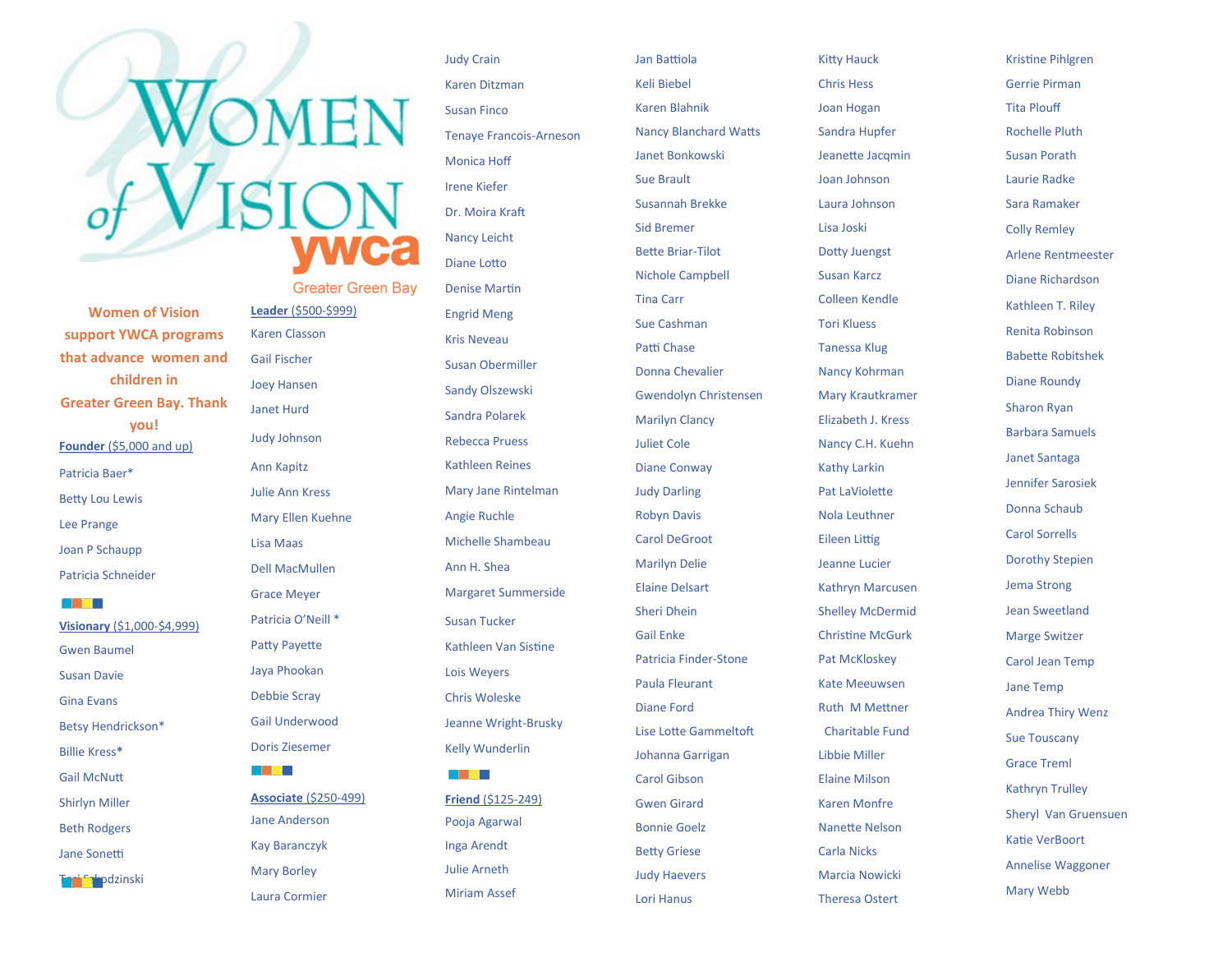# Women of Vision

ywca Greater Green Bay

**Women of Vision support YWCA programs that advance women and children in Greater Green Bay. Thank you!**

**Founder ($5,000 and up)**

Patricia Baer*
Betty Lou Lewis
Lee Prange
Joan P Schaupp
Patricia Schneider

**Visionary ($1,000-$4,999)**

Gwen Baumel
Susan Davie
Gina Evans
Betsy Hendrickson*
Billie Kress*
Gail McNutt
Shirlyn Miller
Beth Rodgers
Jane Sonetti
Toni Sokodzinski

**Leader ($500-$999)**

Karen Classon
Gail Fischer
Joey Hansen
Janet Hurd
Judy Johnson
Ann Kapitz
Julie Ann Kress
Mary Ellen Kuehne
Lisa Maas
Dell MacMullen
Grace Meyer
Patricia O'Neill *
Patty Payette
Jaya Phookan
Debbie Scray
Gail Underwood
Doris Ziesemer

**Associate ($250-499)**

Jane Anderson
Kay Baranczyk
Mary Borley
Laura Cormier
Judy Crain
Karen Ditzman
Susan Finco
Tenaye Francois-Arneson
Monica Hoff
Irene Kiefer
Dr. Moira Kraft
Nancy Leicht
Diane Lotto
Denise Martin
Engrid Meng
Kris Neveau
Susan Obermiller
Sandy Olszewski
Sandra Polarek
Rebecca Pruess
Kathleen Reines
Mary Jane Rintelman
Angie Ruchle
Michelle Shambeau
Ann H. Shea
Margaret Summerside
Susan Tucker
Kathleen Van Sistine
Lois Weyers
Chris Woleske
Jeanne Wright-Brusky
Kelly Wunderlin

**Friend ($125-249)**

Pooja Agarwal
Inga Arendt
Julie Arneth
Miriam Assef
Jan Battiola
Keli Biebel
Karen Blahnik
Nancy Blanchard Watts
Janet Bonkowski
Sue Brault
Susannah Brekke
Sid Bremer
Bette Briar-Tilot
Nichole Campbell
Tina Carr
Sue Cashman
Patti Chase
Donna Chevalier
Gwendolyn Christensen
Marilyn Clancy
Juliet Cole
Diane Conway
Judy Darling
Robyn Davis
Carol DeGroot
Marilyn Delie
Elaine Delsart
Sheri Dhein
Gail Enke
Patricia Finder-Stone
Paula Fleurant
Diane Ford
Lise Lotte Gammeltoft
Johanna Garrigan
Carol Gibson
Gwen Girard
Bonnie Goelz
Betty Griese
Judy Haevers
Lori Hanus
Kitty Hauck
Chris Hess
Joan Hogan
Sandra Hupfer
Jeanette Jacqmin
Joan Johnson
Laura Johnson
Lisa Joski
Dotty Juengst
Susan Karcz
Colleen Kendle
Tori Kluess
Tanessa Klug
Nancy Kohrman
Mary Krautkramer
Elizabeth J. Kress
Nancy C.H. Kuehn
Kathy Larkin
Pat LaViolette
Nola Leuthner
Eileen Littig
Jeanne Lucier
Kathryn Marcusen
Shelley McDermid
Christine McGurk
Pat McKloskey
Kate Meeuwsen
Ruth M Mettner Charitable Fund
Libbie Miller
Elaine Milson
Karen Monfre
Nanette Nelson
Carla Nicks
Marcia Nowicki
Theresa Ostert
Kristine Pihlgren
Gerrie Pirman
Tita Plouff
Rochelle Pluth
Susan Porath
Laurie Radke
Sara Ramaker
Colly Remley
Arlene Rentmeester
Diane Richardson
Kathleen T. Riley
Renita Robinson
Babette Robitshek
Diane Roundy
Sharon Ryan
Barbara Samuels
Janet Santaga
Jennifer Sarosiek
Donna Schaub
Carol Sorrells
Dorothy Stepien
Jema Strong
Jean Sweetland
Marge Switzer
Carol Jean Temp
Jane Temp
Andrea Thiry Wenz
Sue Touscany
Grace Treml
Kathryn Trulley
Sheryl Van Gruensuen
Katie VerBoort
Annelise Waggoner
Mary Webb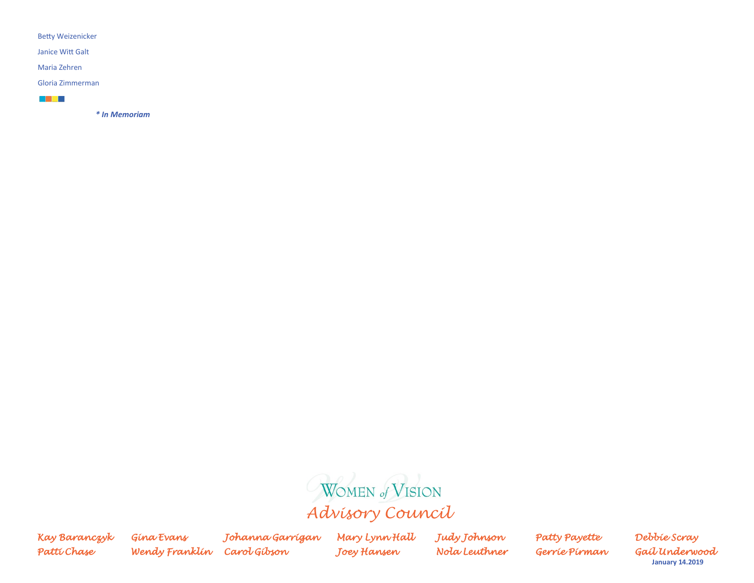Betty Weizenicker

Janice Witt Galt

Maria Zehren

Gloria Zimmerman

***In Memoriam***

# Women of Vision

## *Advisory Council*

| | | | | | | |
|---|---|---|---|---|---|---|
| *Kay Baranczyk* | *Gina Evans* | *Johanna Garrigan* | *Mary Lynn Hall* | *Judy Johnson* | *Patty Payette* | *Debbie Scray* |
| *Patti Chase* | *Wendy Franklin* | *Carol Gibson* | *Joey Hansen* | *Nola Leuthner* | *Gerrie Pirman* | *Gail Underwood* |

**January 14.2019**